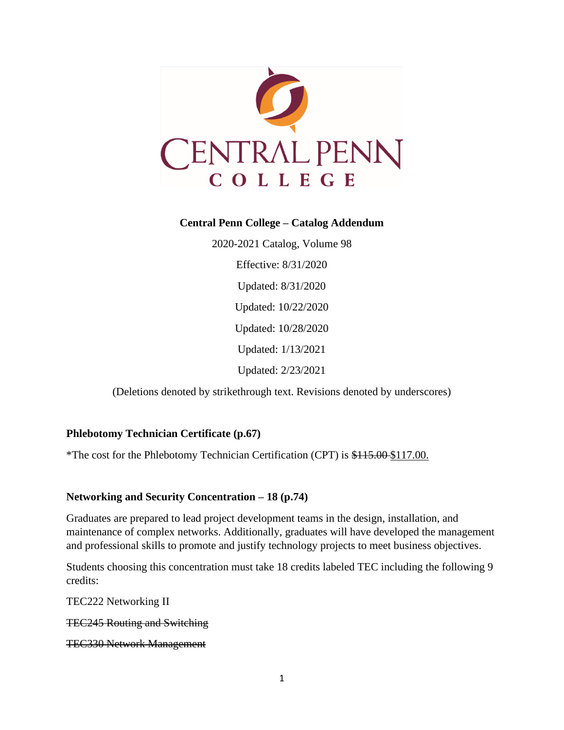**Central Penn College – Catalog Addendum**

2020-2021 Catalog, Volume 98

Effective: 8/31/2020

Updated: 8/31/2020

Updated: 10/22/2020

Updated: 10/28/2020

Updated: 1/13/2021

Updated: 2/23/2021

(Deletions denoted by strikethrough text. Revisions denoted by underscores)

**Phlebotomy Technician Certificate (p.67)**

*The cost for the Phlebotomy Technician Certification (CPT) is ~~$115.00~~ <u>$117.00.</u>

**Networking and Security Concentration – 18 (p.74)**

Graduates are prepared to lead project development teams in the design, installation, and maintenance of complex networks. Additionally, graduates will have developed the management and professional skills to promote and justify technology projects to meet business objectives.

Students choosing this concentration must take 18 credits labeled TEC including the following 9 credits:

TEC222 Networking II

~~TEC245 Routing and Switching~~

~~TEC330 Network Management~~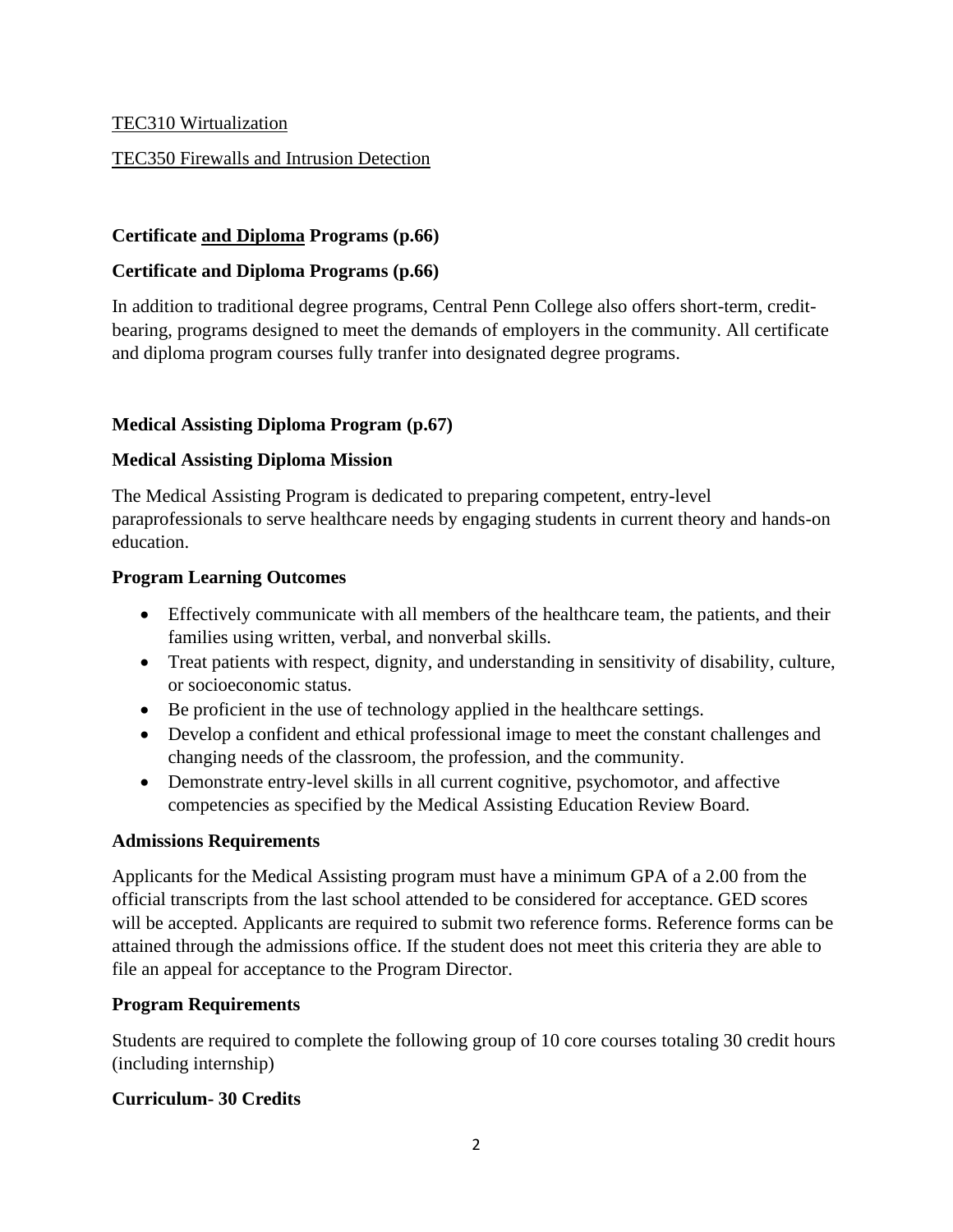TEC310 Wirtualization

TEC350 Firewalls and Intrusion Detection

**Certificate and Diploma Programs (p.66)**

**Certificate and Diploma Programs (p.66)**

In addition to traditional degree programs, Central Penn College also offers short-term, credit-bearing, programs designed to meet the demands of employers in the community. All certificate and diploma program courses fully tranfer into designated degree programs.

**Medical Assisting Diploma Program (p.67)**

**Medical Assisting Diploma Mission**

The Medical Assisting Program is dedicated to preparing competent, entry-level paraprofessionals to serve healthcare needs by engaging students in current theory and hands-on education.

**Program Learning Outcomes**

- Effectively communicate with all members of the healthcare team, the patients, and their families using written, verbal, and nonverbal skills.
- Treat patients with respect, dignity, and understanding in sensitivity of disability, culture, or socioeconomic status.
- Be proficient in the use of technology applied in the healthcare settings.
- Develop a confident and ethical professional image to meet the constant challenges and changing needs of the classroom, the profession, and the community.
- Demonstrate entry-level skills in all current cognitive, psychomotor, and affective competencies as specified by the Medical Assisting Education Review Board.

**Admissions Requirements**

Applicants for the Medical Assisting program must have a minimum GPA of a 2.00 from the official transcripts from the last school attended to be considered for acceptance. GED scores will be accepted. Applicants are required to submit two reference forms. Reference forms can be attained through the admissions office. If the student does not meet this criteria they are able to file an appeal for acceptance to the Program Director.

**Program Requirements**

Students are required to complete the following group of 10 core courses totaling 30 credit hours (including internship)

**Curriculum- 30 Credits**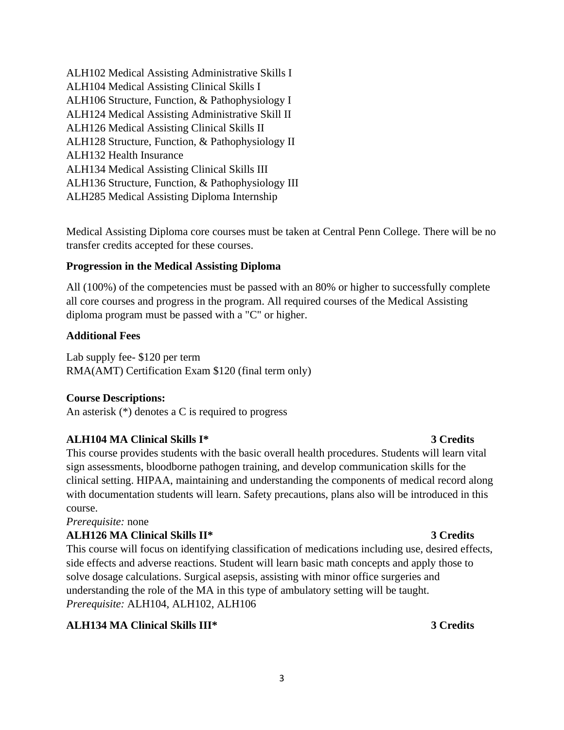ALH102 Medical Assisting Administrative Skills I
ALH104 Medical Assisting Clinical Skills I
ALH106 Structure, Function, & Pathophysiology I
ALH124 Medical Assisting Administrative Skill II
ALH126 Medical Assisting Clinical Skills II
ALH128 Structure, Function, & Pathophysiology II
ALH132 Health Insurance
ALH134 Medical Assisting Clinical Skills III
ALH136 Structure, Function, & Pathophysiology III
ALH285 Medical Assisting Diploma Internship

Medical Assisting Diploma core courses must be taken at Central Penn College. There will be no transfer credits accepted for these courses.

**Progression in the Medical Assisting Diploma**

All (100%) of the competencies must be passed with an 80% or higher to successfully complete all core courses and progress in the program. All required courses of the Medical Assisting diploma program must be passed with a "C" or higher.

**Additional Fees**

Lab supply fee- $120 per term
RMA(AMT) Certification Exam $120 (final term only)

**Course Descriptions:**
An asterisk (*) denotes a C is required to progress

**ALH104 MA Clinical Skills I*** **3 Credits**
This course provides students with the basic overall health procedures. Students will learn vital sign assessments, bloodborne pathogen training, and develop communication skills for the clinical setting. HIPAA, maintaining and understanding the components of medical record along with documentation students will learn. Safety precautions, plans also will be introduced in this course.
*Prerequisite:* none

**ALH126 MA Clinical Skills II*** **3 Credits**
This course will focus on identifying classification of medications including use, desired effects, side effects and adverse reactions. Student will learn basic math concepts and apply those to solve dosage calculations. Surgical asepsis, assisting with minor office surgeries and understanding the role of the MA in this type of ambulatory setting will be taught.
*Prerequisite:* ALH104, ALH102, ALH106

**ALH134 MA Clinical Skills III*** **3 Credits**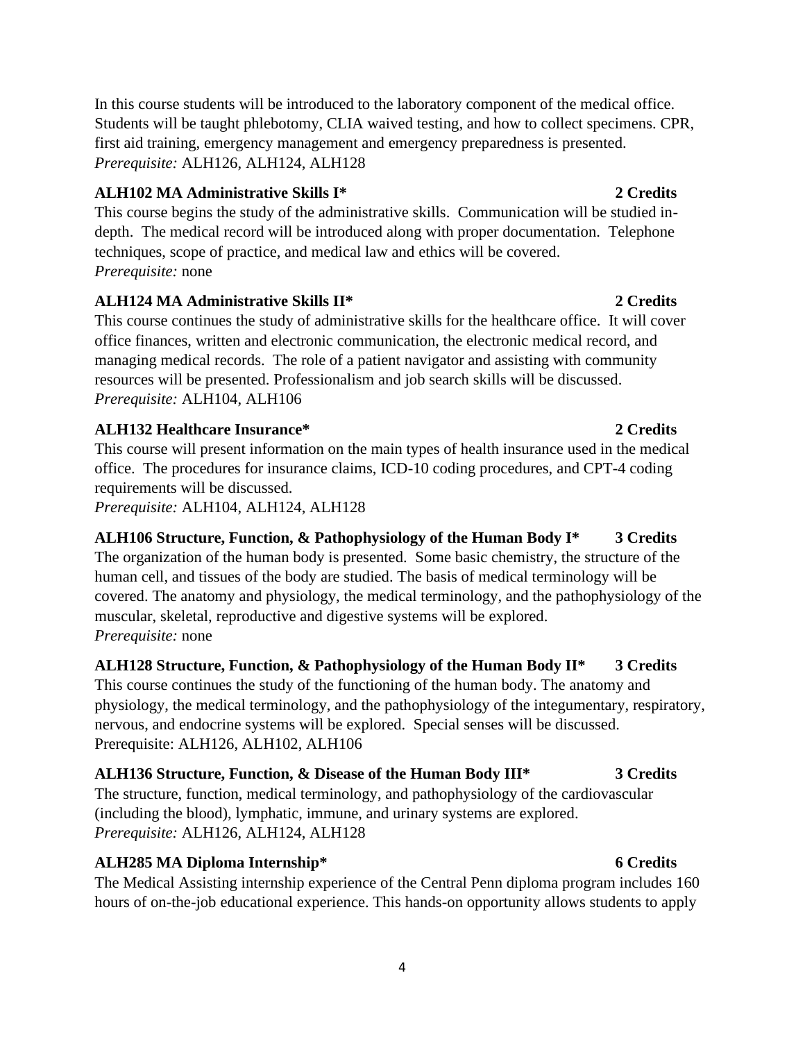In this course students will be introduced to the laboratory component of the medical office. Students will be taught phlebotomy, CLIA waived testing, and how to collect specimens. CPR, first aid training, emergency management and emergency preparedness is presented.
*Prerequisite:* ALH126, ALH124, ALH128

**ALH102 MA Administrative Skills I* 2 Credits**
This course begins the study of the administrative skills. Communication will be studied in-depth. The medical record will be introduced along with proper documentation. Telephone techniques, scope of practice, and medical law and ethics will be covered.
*Prerequisite:* none

**ALH124 MA Administrative Skills II* 2 Credits**
This course continues the study of administrative skills for the healthcare office. It will cover office finances, written and electronic communication, the electronic medical record, and managing medical records. The role of a patient navigator and assisting with community resources will be presented. Professionalism and job search skills will be discussed.
*Prerequisite:* ALH104, ALH106

**ALH132 Healthcare Insurance* 2 Credits**
This course will present information on the main types of health insurance used in the medical office. The procedures for insurance claims, ICD-10 coding procedures, and CPT-4 coding requirements will be discussed.
*Prerequisite:* ALH104, ALH124, ALH128

**ALH106 Structure, Function, & Pathophysiology of the Human Body I* 3 Credits**
The organization of the human body is presented. Some basic chemistry, the structure of the human cell, and tissues of the body are studied. The basis of medical terminology will be covered. The anatomy and physiology, the medical terminology, and the pathophysiology of the muscular, skeletal, reproductive and digestive systems will be explored.
*Prerequisite:* none

**ALH128 Structure, Function, & Pathophysiology of the Human Body II* 3 Credits**
This course continues the study of the functioning of the human body. The anatomy and physiology, the medical terminology, and the pathophysiology of the integumentary, respiratory, nervous, and endocrine systems will be explored. Special senses will be discussed.
Prerequisite: ALH126, ALH102, ALH106

**ALH136 Structure, Function, & Disease of the Human Body III* 3 Credits**
The structure, function, medical terminology, and pathophysiology of the cardiovascular (including the blood), lymphatic, immune, and urinary systems are explored.
*Prerequisite:* ALH126, ALH124, ALH128

**ALH285 MA Diploma Internship* 6 Credits**
The Medical Assisting internship experience of the Central Penn diploma program includes 160 hours of on-the-job educational experience. This hands-on opportunity allows students to apply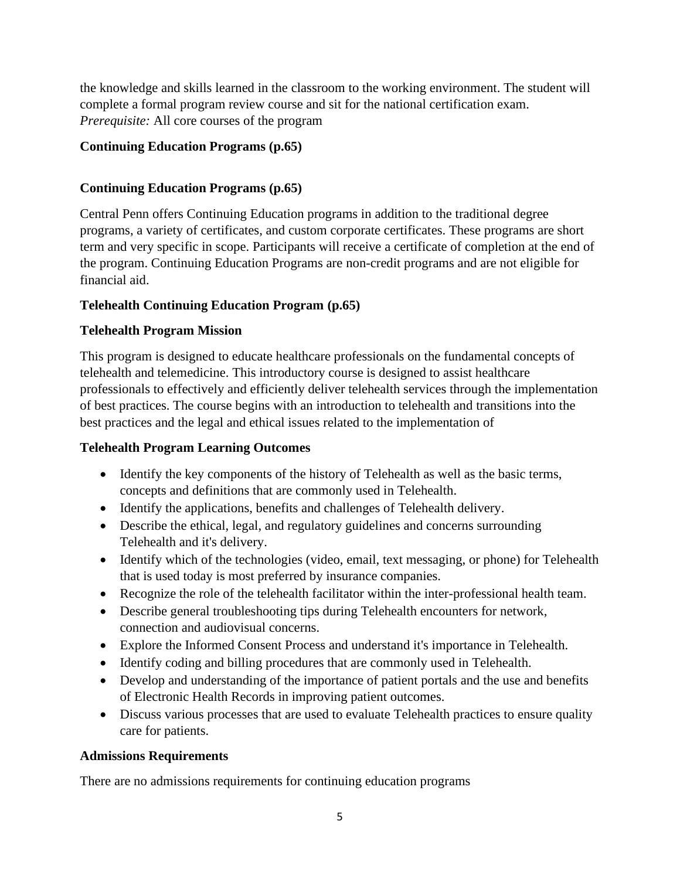the knowledge and skills learned in the classroom to the working environment. The student will complete a formal program review course and sit for the national certification exam.
*Prerequisite:* All core courses of the program

**Continuing Education Programs (p.65)**

**Continuing Education Programs (p.65)**

Central Penn offers Continuing Education programs in addition to the traditional degree programs, a variety of certificates, and custom corporate certificates. These programs are short term and very specific in scope. Participants will receive a certificate of completion at the end of the program. Continuing Education Programs are non-credit programs and are not eligible for financial aid.

**Telehealth Continuing Education Program (p.65)**

**Telehealth Program Mission**

This program is designed to educate healthcare professionals on the fundamental concepts of telehealth and telemedicine. This introductory course is designed to assist healthcare professionals to effectively and efficiently deliver telehealth services through the implementation of best practices. The course begins with an introduction to telehealth and transitions into the best practices and the legal and ethical issues related to the implementation of

**Telehealth Program Learning Outcomes**

- Identify the key components of the history of Telehealth as well as the basic terms, concepts and definitions that are commonly used in Telehealth.
- Identify the applications, benefits and challenges of Telehealth delivery.
- Describe the ethical, legal, and regulatory guidelines and concerns surrounding Telehealth and it's delivery.
- Identify which of the technologies (video, email, text messaging, or phone) for Telehealth that is used today is most preferred by insurance companies.
- Recognize the role of the telehealth facilitator within the inter-professional health team.
- Describe general troubleshooting tips during Telehealth encounters for network, connection and audiovisual concerns.
- Explore the Informed Consent Process and understand it's importance in Telehealth.
- Identify coding and billing procedures that are commonly used in Telehealth.
- Develop and understanding of the importance of patient portals and the use and benefits of Electronic Health Records in improving patient outcomes.
- Discuss various processes that are used to evaluate Telehealth practices to ensure quality care for patients.

**Admissions Requirements**

There are no admissions requirements for continuing education programs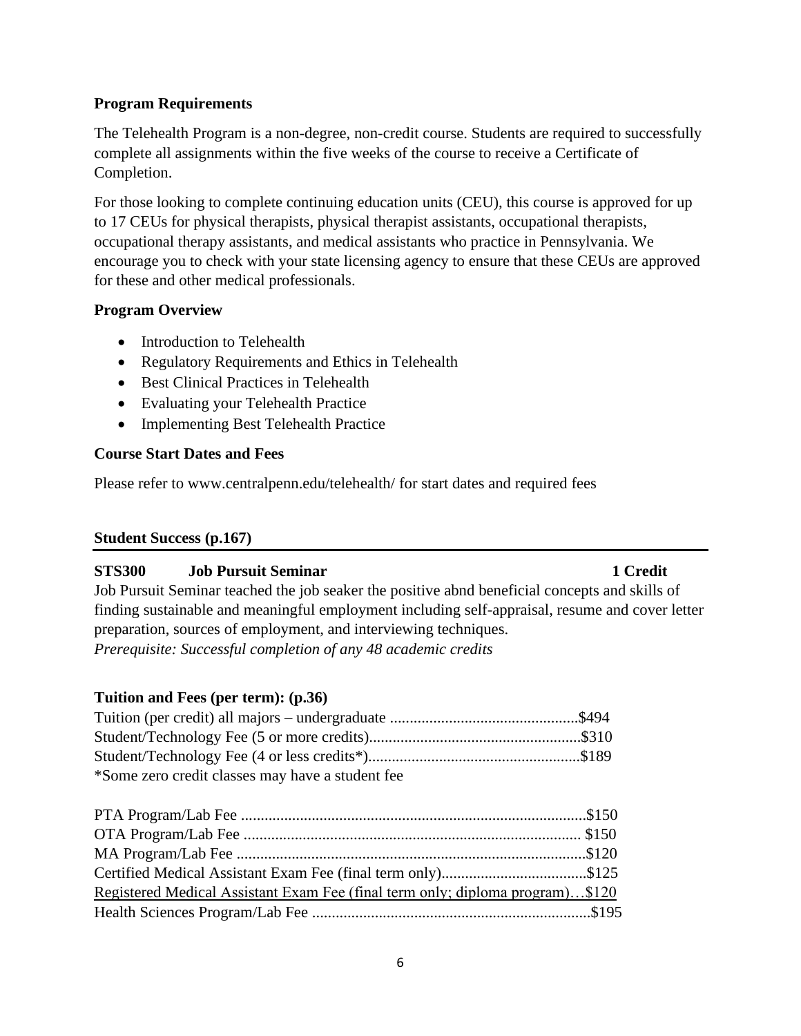**Program Requirements**

The Telehealth Program is a non-degree, non-credit course. Students are required to successfully complete all assignments within the five weeks of the course to receive a Certificate of Completion.

For those looking to complete continuing education units (CEU), this course is approved for up to 17 CEUs for physical therapists, physical therapist assistants, occupational therapists, occupational therapy assistants, and medical assistants who practice in Pennsylvania. We encourage you to check with your state licensing agency to ensure that these CEUs are approved for these and other medical professionals.

**Program Overview**

- Introduction to Telehealth
- Regulatory Requirements and Ethics in Telehealth
- Best Clinical Practices in Telehealth
- Evaluating your Telehealth Practice
- Implementing Best Telehealth Practice

**Course Start Dates and Fees**

Please refer to www.centralpenn.edu/telehealth/ for start dates and required fees

**Student Success (p.167)**

---

**STS300 Job Pursuit Seminar 1 Credit**

Job Pursuit Seminar teached the job seaker the positive abnd beneficial concepts and skills of finding sustainable and meaningful employment including self-appraisal, resume and cover letter preparation, sources of employment, and interviewing techniques.
*Prerequisite: Successful completion of any 48 academic credits*

**Tuition and Fees (per term): (p.36)**

Tuition (per credit) all majors – undergraduate ................................................$494
Student/Technology Fee (5 or more credits)......................................................$310
Student/Technology Fee (4 or less credits*)......................................................$189
*Some zero credit classes may have a student fee

PTA Program/Lab Fee .......................................................................................$150
OTA Program/Lab Fee ...................................................................................... $150
MA Program/Lab Fee ........................................................................................$120
Certified Medical Assistant Exam Fee (final term only).....................................$125
Registered Medical Assistant Exam Fee (final term only; diploma program)…$120
Health Sciences Program/Lab Fee .......................................................................$195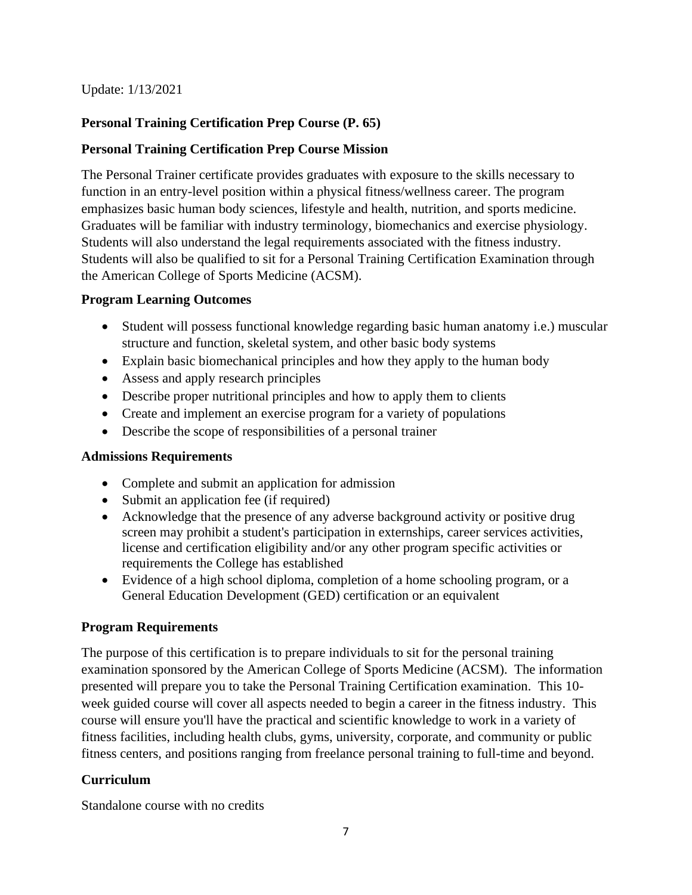Update: 1/13/2021

**Personal Training Certification Prep Course (P. 65)**

**Personal Training Certification Prep Course Mission**

The Personal Trainer certificate provides graduates with exposure to the skills necessary to function in an entry-level position within a physical fitness/wellness career. The program emphasizes basic human body sciences, lifestyle and health, nutrition, and sports medicine. Graduates will be familiar with industry terminology, biomechanics and exercise physiology. Students will also understand the legal requirements associated with the fitness industry. Students will also be qualified to sit for a Personal Training Certification Examination through the American College of Sports Medicine (ACSM).

**Program Learning Outcomes**

- Student will possess functional knowledge regarding basic human anatomy i.e.) muscular structure and function, skeletal system, and other basic body systems
- Explain basic biomechanical principles and how they apply to the human body
- Assess and apply research principles
- Describe proper nutritional principles and how to apply them to clients
- Create and implement an exercise program for a variety of populations
- Describe the scope of responsibilities of a personal trainer

**Admissions Requirements**

- Complete and submit an application for admission
- Submit an application fee (if required)
- Acknowledge that the presence of any adverse background activity or positive drug screen may prohibit a student's participation in externships, career services activities, license and certification eligibility and/or any other program specific activities or requirements the College has established
- Evidence of a high school diploma, completion of a home schooling program, or a General Education Development (GED) certification or an equivalent

**Program Requirements**

The purpose of this certification is to prepare individuals to sit for the personal training examination sponsored by the American College of Sports Medicine (ACSM). The information presented will prepare you to take the Personal Training Certification examination. This 10-week guided course will cover all aspects needed to begin a career in the fitness industry. This course will ensure you'll have the practical and scientific knowledge to work in a variety of fitness facilities, including health clubs, gyms, university, corporate, and community or public fitness centers, and positions ranging from freelance personal training to full-time and beyond.

**Curriculum**

Standalone course with no credits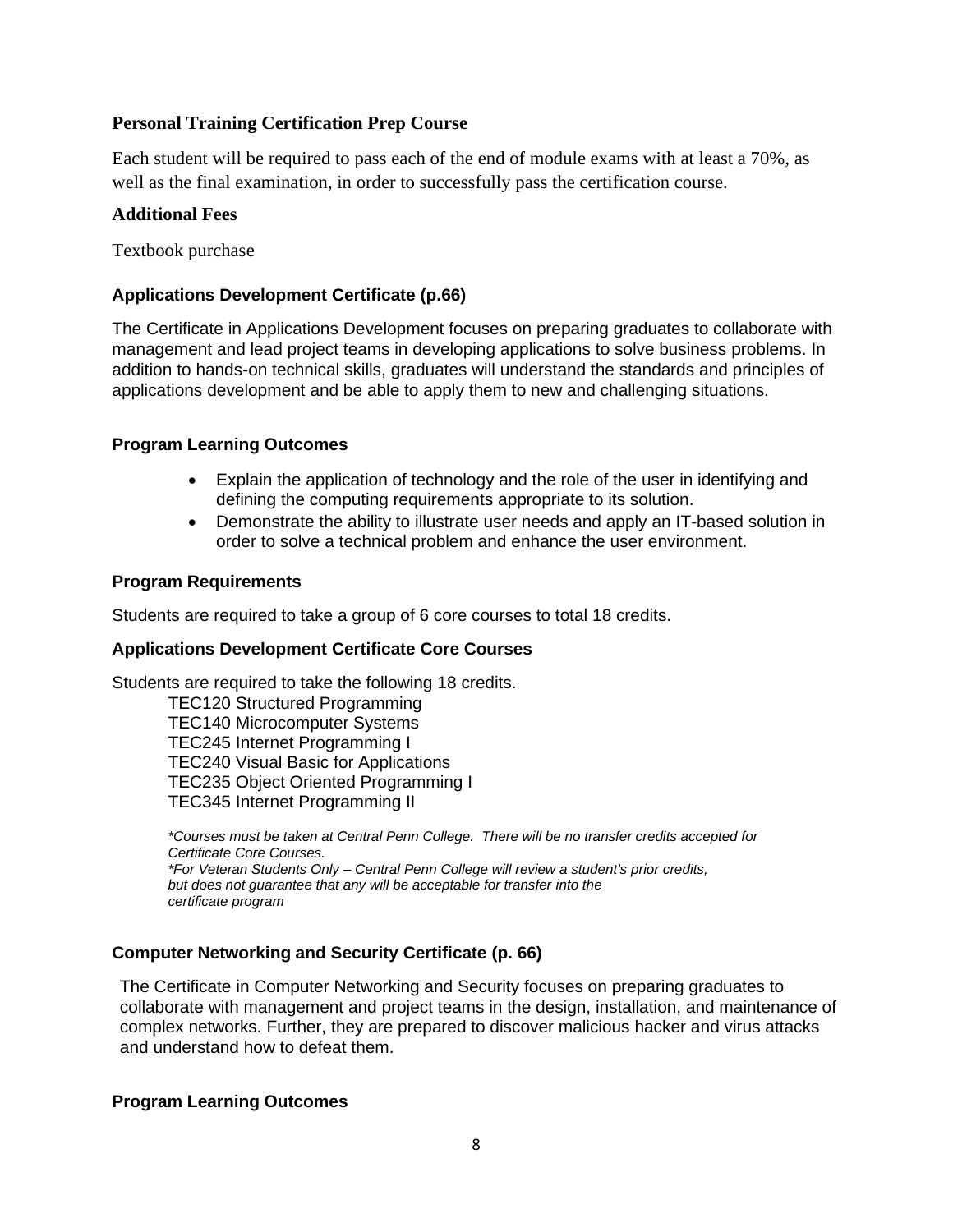### Personal Training Certification Prep Course

Each student will be required to pass each of the end of module exams with at least a 70%, as well as the final examination, in order to successfully pass the certification course.

### Additional Fees

Textbook purchase

### Applications Development Certificate (p.66)

The Certificate in Applications Development focuses on preparing graduates to collaborate with management and lead project teams in developing applications to solve business problems. In addition to hands-on technical skills, graduates will understand the standards and principles of applications development and be able to apply them to new and challenging situations.

### Program Learning Outcomes

- Explain the application of technology and the role of the user in identifying and defining the computing requirements appropriate to its solution.
- Demonstrate the ability to illustrate user needs and apply an IT-based solution in order to solve a technical problem and enhance the user environment.

### Program Requirements

Students are required to take a group of 6 core courses to total 18 credits.

### Applications Development Certificate Core Courses

Students are required to take the following 18 credits.

TEC120 Structured Programming
TEC140 Microcomputer Systems
TEC245 Internet Programming I
TEC240 Visual Basic for Applications
TEC235 Object Oriented Programming I
TEC345 Internet Programming II

*\*Courses must be taken at Central Penn College. There will be no transfer credits accepted for Certificate Core Courses.*
*\*For Veteran Students Only – Central Penn College will review a student's prior credits, but does not guarantee that any will be acceptable for transfer into the certificate program*

### Computer Networking and Security Certificate (p. 66)

The Certificate in Computer Networking and Security focuses on preparing graduates to collaborate with management and project teams in the design, installation, and maintenance of complex networks. Further, they are prepared to discover malicious hacker and virus attacks and understand how to defeat them.

### Program Learning Outcomes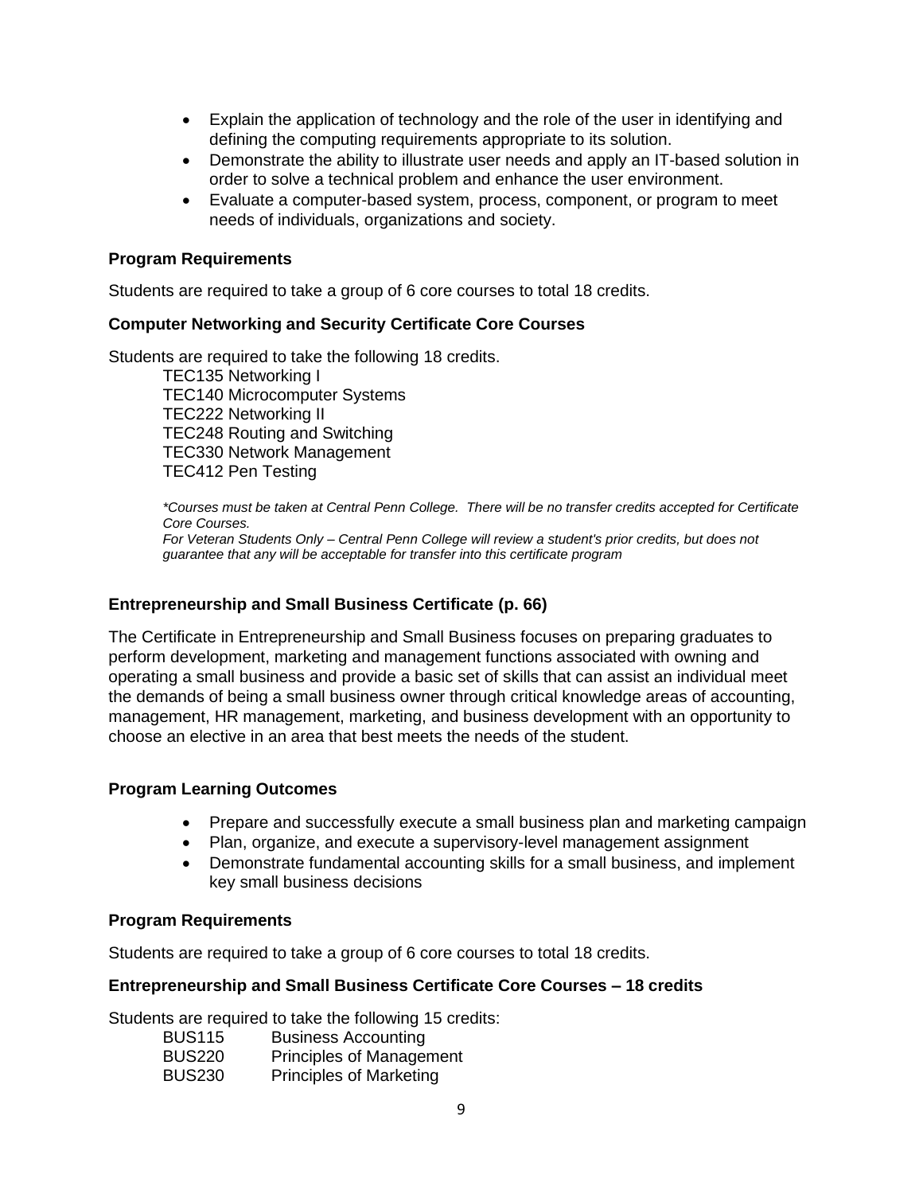- Explain the application of technology and the role of the user in identifying and defining the computing requirements appropriate to its solution.
- Demonstrate the ability to illustrate user needs and apply an IT-based solution in order to solve a technical problem and enhance the user environment.
- Evaluate a computer-based system, process, component, or program to meet needs of individuals, organizations and society.

**Program Requirements**

Students are required to take a group of 6 core courses to total 18 credits.

**Computer Networking and Security Certificate Core Courses**

Students are required to take the following 18 credits.

TEC135 Networking I
TEC140 Microcomputer Systems
TEC222 Networking II
TEC248 Routing and Switching
TEC330 Network Management
TEC412 Pen Testing

*\*Courses must be taken at Central Penn College. There will be no transfer credits accepted for Certificate Core Courses.*
*For Veteran Students Only – Central Penn College will review a student's prior credits, but does not guarantee that any will be acceptable for transfer into this certificate program*

**Entrepreneurship and Small Business Certificate (p. 66)**

The Certificate in Entrepreneurship and Small Business focuses on preparing graduates to perform development, marketing and management functions associated with owning and operating a small business and provide a basic set of skills that can assist an individual meet the demands of being a small business owner through critical knowledge areas of accounting, management, HR management, marketing, and business development with an opportunity to choose an elective in an area that best meets the needs of the student.

**Program Learning Outcomes**

- Prepare and successfully execute a small business plan and marketing campaign
- Plan, organize, and execute a supervisory-level management assignment
- Demonstrate fundamental accounting skills for a small business, and implement key small business decisions

**Program Requirements**

Students are required to take a group of 6 core courses to total 18 credits.

**Entrepreneurship and Small Business Certificate Core Courses – 18 credits**

Students are required to take the following 15 credits:

BUS115 Business Accounting
BUS220 Principles of Management
BUS230 Principles of Marketing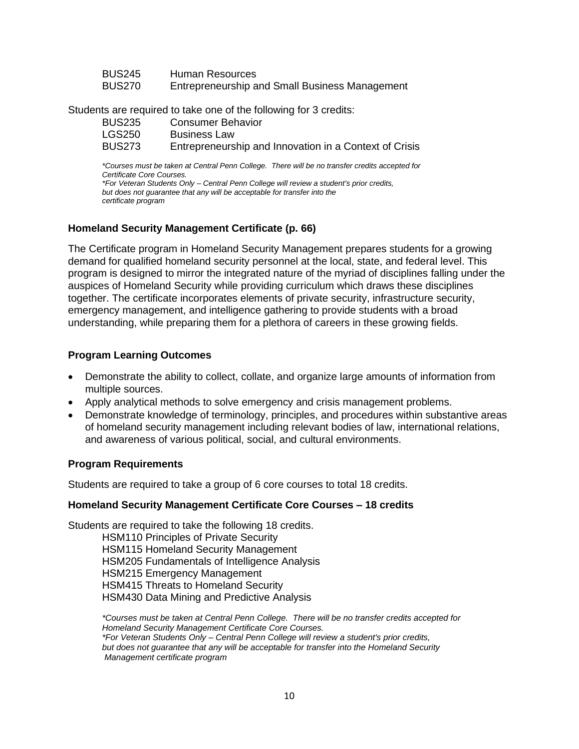BUS245 Human Resources
BUS270 Entrepreneurship and Small Business Management

Students are required to take one of the following for 3 credits:

BUS235 Consumer Behavior
LGS250 Business Law
BUS273 Entrepreneurship and Innovation in a Context of Crisis

*\*Courses must be taken at Central Penn College. There will be no transfer credits accepted for Certificate Core Courses.*
*\*For Veteran Students Only – Central Penn College will review a student's prior credits, but does not guarantee that any will be acceptable for transfer into the certificate program*

### Homeland Security Management Certificate (p. 66)

The Certificate program in Homeland Security Management prepares students for a growing demand for qualified homeland security personnel at the local, state, and federal level. This program is designed to mirror the integrated nature of the myriad of disciplines falling under the auspices of Homeland Security while providing curriculum which draws these disciplines together. The certificate incorporates elements of private security, infrastructure security, emergency management, and intelligence gathering to provide students with a broad understanding, while preparing them for a plethora of careers in these growing fields.

### Program Learning Outcomes

- Demonstrate the ability to collect, collate, and organize large amounts of information from multiple sources.
- Apply analytical methods to solve emergency and crisis management problems.
- Demonstrate knowledge of terminology, principles, and procedures within substantive areas of homeland security management including relevant bodies of law, international relations, and awareness of various political, social, and cultural environments.

### Program Requirements

Students are required to take a group of 6 core courses to total 18 credits.

### Homeland Security Management Certificate Core Courses – 18 credits

Students are required to take the following 18 credits.

HSM110 Principles of Private Security
HSM115 Homeland Security Management
HSM205 Fundamentals of Intelligence Analysis
HSM215 Emergency Management
HSM415 Threats to Homeland Security
HSM430 Data Mining and Predictive Analysis

*\*Courses must be taken at Central Penn College. There will be no transfer credits accepted for Homeland Security Management Certificate Core Courses.*
*\*For Veteran Students Only – Central Penn College will review a student's prior credits, but does not guarantee that any will be acceptable for transfer into the Homeland Security Management certificate program*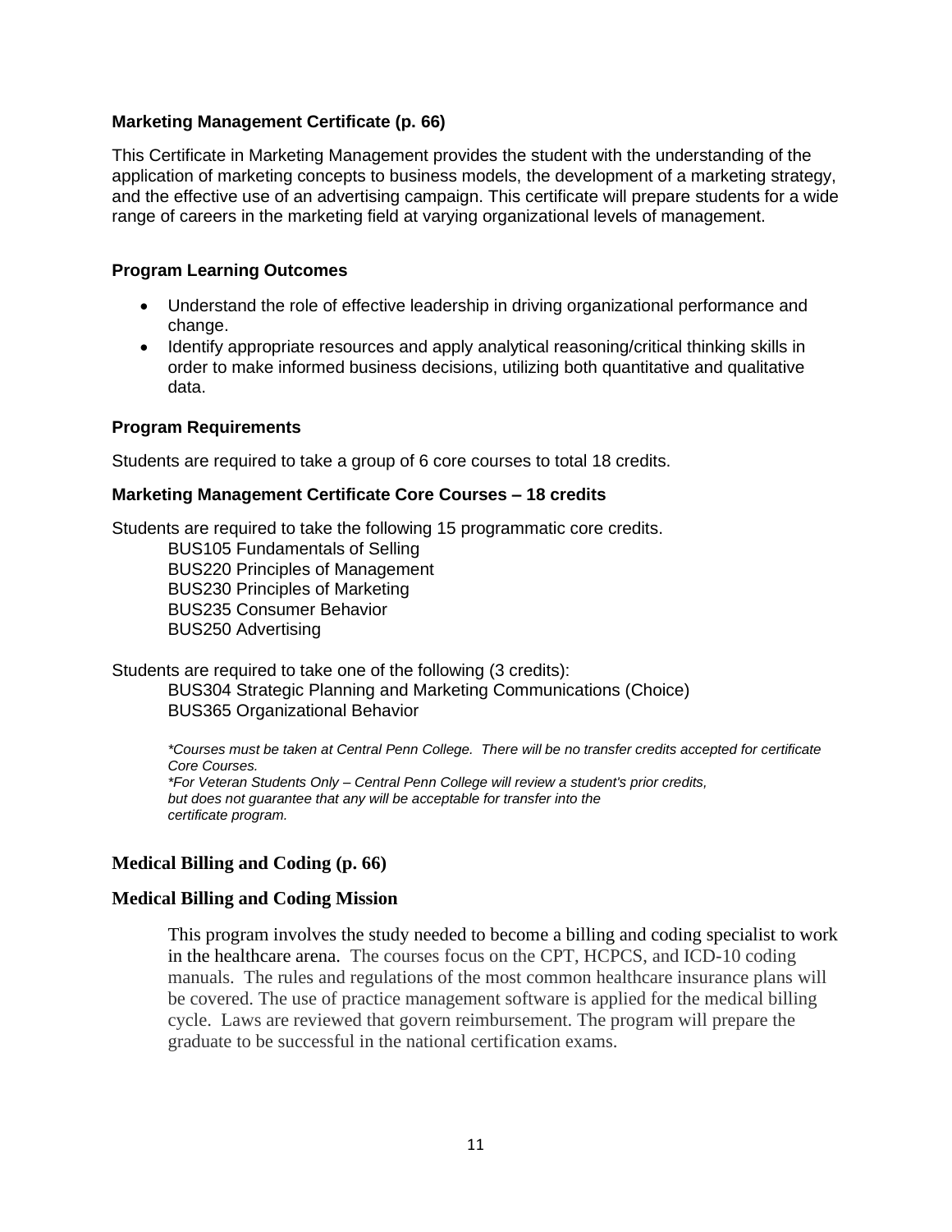### Marketing Management Certificate (p. 66)

This Certificate in Marketing Management provides the student with the understanding of the application of marketing concepts to business models, the development of a marketing strategy, and the effective use of an advertising campaign. This certificate will prepare students for a wide range of careers in the marketing field at varying organizational levels of management.

### Program Learning Outcomes

- Understand the role of effective leadership in driving organizational performance and change.
- Identify appropriate resources and apply analytical reasoning/critical thinking skills in order to make informed business decisions, utilizing both quantitative and qualitative data.

### Program Requirements

Students are required to take a group of 6 core courses to total 18 credits.

### Marketing Management Certificate Core Courses – 18 credits

Students are required to take the following 15 programmatic core credits.

BUS105 Fundamentals of Selling
BUS220 Principles of Management
BUS230 Principles of Marketing
BUS235 Consumer Behavior
BUS250 Advertising

Students are required to take one of the following (3 credits):

BUS304 Strategic Planning and Marketing Communications (Choice)
BUS365 Organizational Behavior

*\*Courses must be taken at Central Penn College. There will be no transfer credits accepted for certificate Core Courses.*
*\*For Veteran Students Only – Central Penn College will review a student's prior credits, but does not guarantee that any will be acceptable for transfer into the certificate program.*

### Medical Billing and Coding (p. 66)

### Medical Billing and Coding Mission

This program involves the study needed to become a billing and coding specialist to work in the healthcare arena. The courses focus on the CPT, HCPCS, and ICD-10 coding manuals. The rules and regulations of the most common healthcare insurance plans will be covered. The use of practice management software is applied for the medical billing cycle. Laws are reviewed that govern reimbursement. The program will prepare the graduate to be successful in the national certification exams.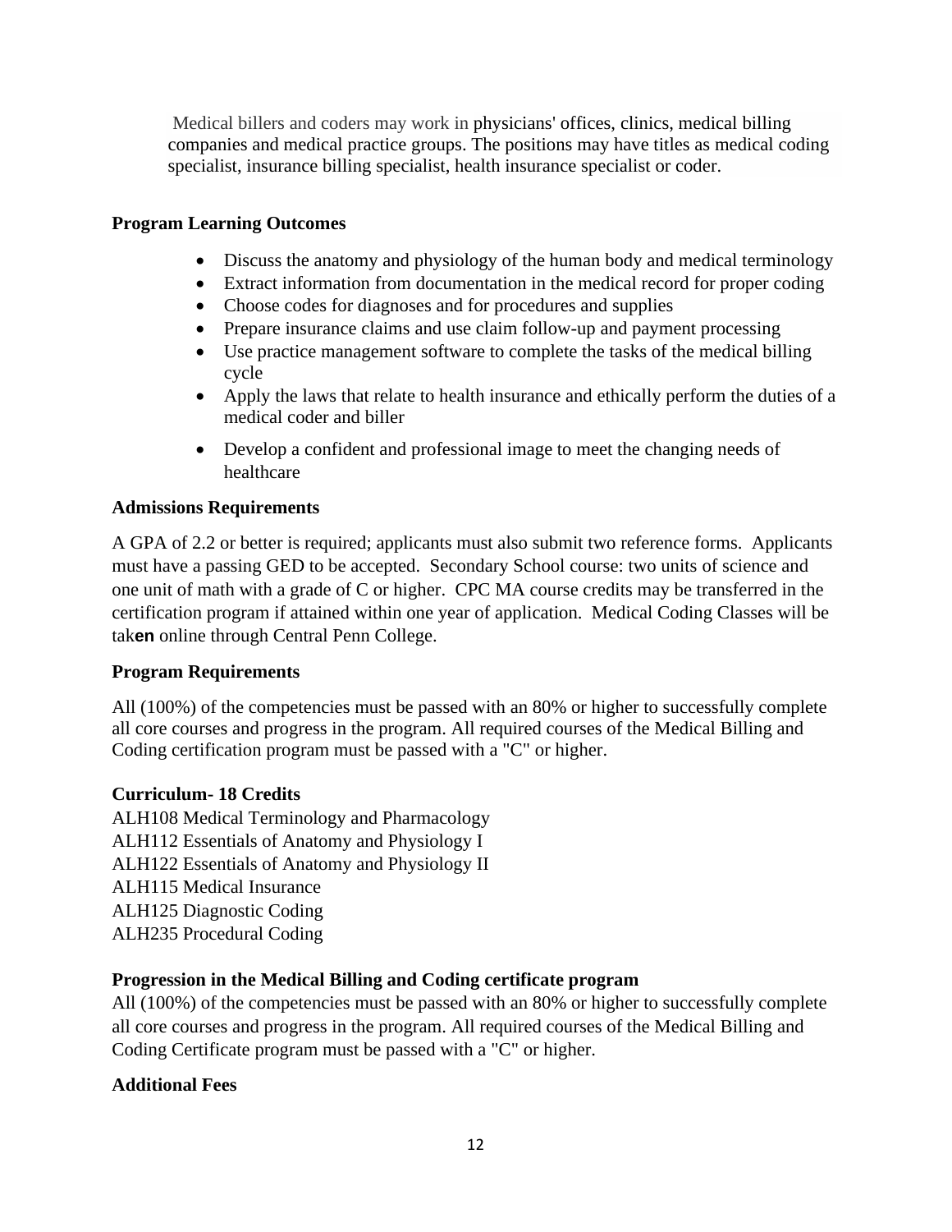Medical billers and coders may work in physicians' offices, clinics, medical billing companies and medical practice groups. The positions may have titles as medical coding specialist, insurance billing specialist, health insurance specialist or coder.

**Program Learning Outcomes**

- Discuss the anatomy and physiology of the human body and medical terminology
- Extract information from documentation in the medical record for proper coding
- Choose codes for diagnoses and for procedures and supplies
- Prepare insurance claims and use claim follow-up and payment processing
- Use practice management software to complete the tasks of the medical billing cycle
- Apply the laws that relate to health insurance and ethically perform the duties of a medical coder and biller
- Develop a confident and professional image to meet the changing needs of healthcare

**Admissions Requirements**

A GPA of 2.2 or better is required; applicants must also submit two reference forms. Applicants must have a passing GED to be accepted. Secondary School course: two units of science and one unit of math with a grade of C or higher. CPC MA course credits may be transferred in the certification program if attained within one year of application. Medical Coding Classes will be taken online through Central Penn College.

**Program Requirements**

All (100%) of the competencies must be passed with an 80% or higher to successfully complete all core courses and progress in the program. All required courses of the Medical Billing and Coding certification program must be passed with a "C" or higher.

**Curriculum- 18 Credits**

ALH108 Medical Terminology and Pharmacology
ALH112 Essentials of Anatomy and Physiology I
ALH122 Essentials of Anatomy and Physiology II
ALH115 Medical Insurance
ALH125 Diagnostic Coding
ALH235 Procedural Coding

**Progression in the Medical Billing and Coding certificate program**

All (100%) of the competencies must be passed with an 80% or higher to successfully complete all core courses and progress in the program. All required courses of the Medical Billing and Coding Certificate program must be passed with a "C" or higher.

**Additional Fees**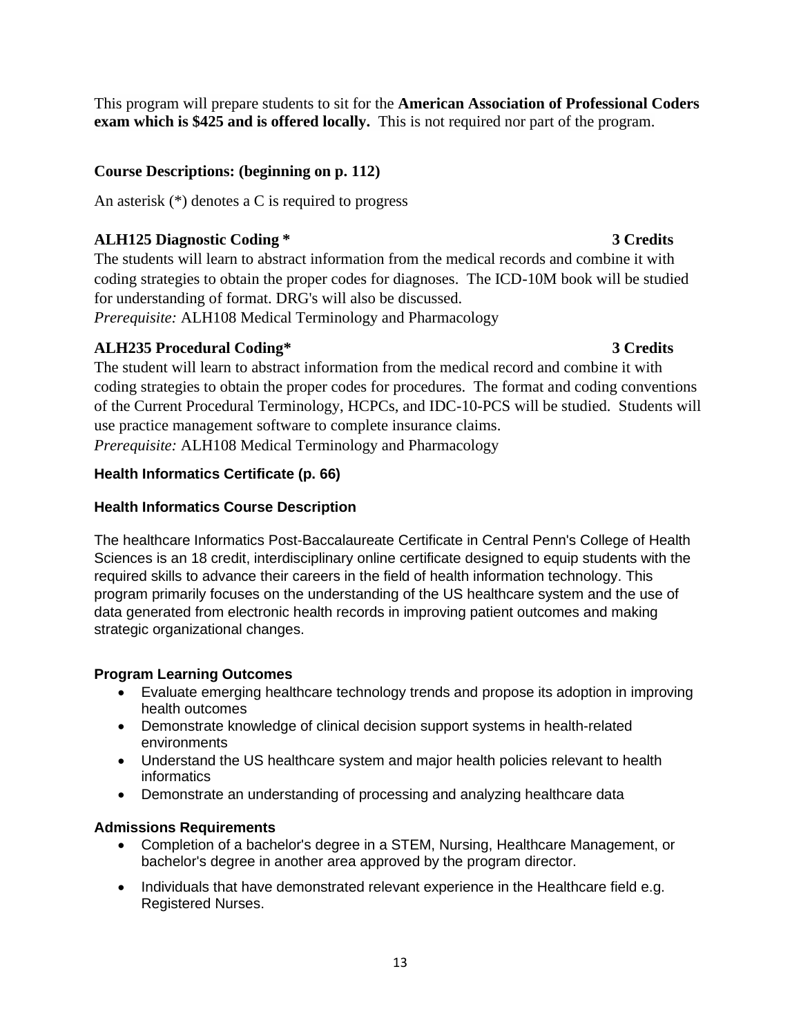This program will prepare students to sit for the **American Association of Professional Coders exam which is $425 and is offered locally.** This is not required nor part of the program.

### Course Descriptions: (beginning on p. 112)

An asterisk (*) denotes a C is required to progress

**ALH125 Diagnostic Coding * 3 Credits**

The students will learn to abstract information from the medical records and combine it with coding strategies to obtain the proper codes for diagnoses. The ICD-10M book will be studied for understanding of format. DRG's will also be discussed.

*Prerequisite:* ALH108 Medical Terminology and Pharmacology

**ALH235 Procedural Coding* 3 Credits**

The student will learn to abstract information from the medical record and combine it with coding strategies to obtain the proper codes for procedures. The format and coding conventions of the Current Procedural Terminology, HCPCs, and IDC-10-PCS will be studied. Students will use practice management software to complete insurance claims.

*Prerequisite:* ALH108 Medical Terminology and Pharmacology

### Health Informatics Certificate (p. 66)

### Health Informatics Course Description

The healthcare Informatics Post-Baccalaureate Certificate in Central Penn's College of Health Sciences is an 18 credit, interdisciplinary online certificate designed to equip students with the required skills to advance their careers in the field of health information technology. This program primarily focuses on the understanding of the US healthcare system and the use of data generated from electronic health records in improving patient outcomes and making strategic organizational changes.

**Program Learning Outcomes**

- Evaluate emerging healthcare technology trends and propose its adoption in improving health outcomes
- Demonstrate knowledge of clinical decision support systems in health-related environments
- Understand the US healthcare system and major health policies relevant to health informatics
- Demonstrate an understanding of processing and analyzing healthcare data

**Admissions Requirements**

- Completion of a bachelor's degree in a STEM, Nursing, Healthcare Management, or bachelor's degree in another area approved by the program director.
- Individuals that have demonstrated relevant experience in the Healthcare field e.g. Registered Nurses.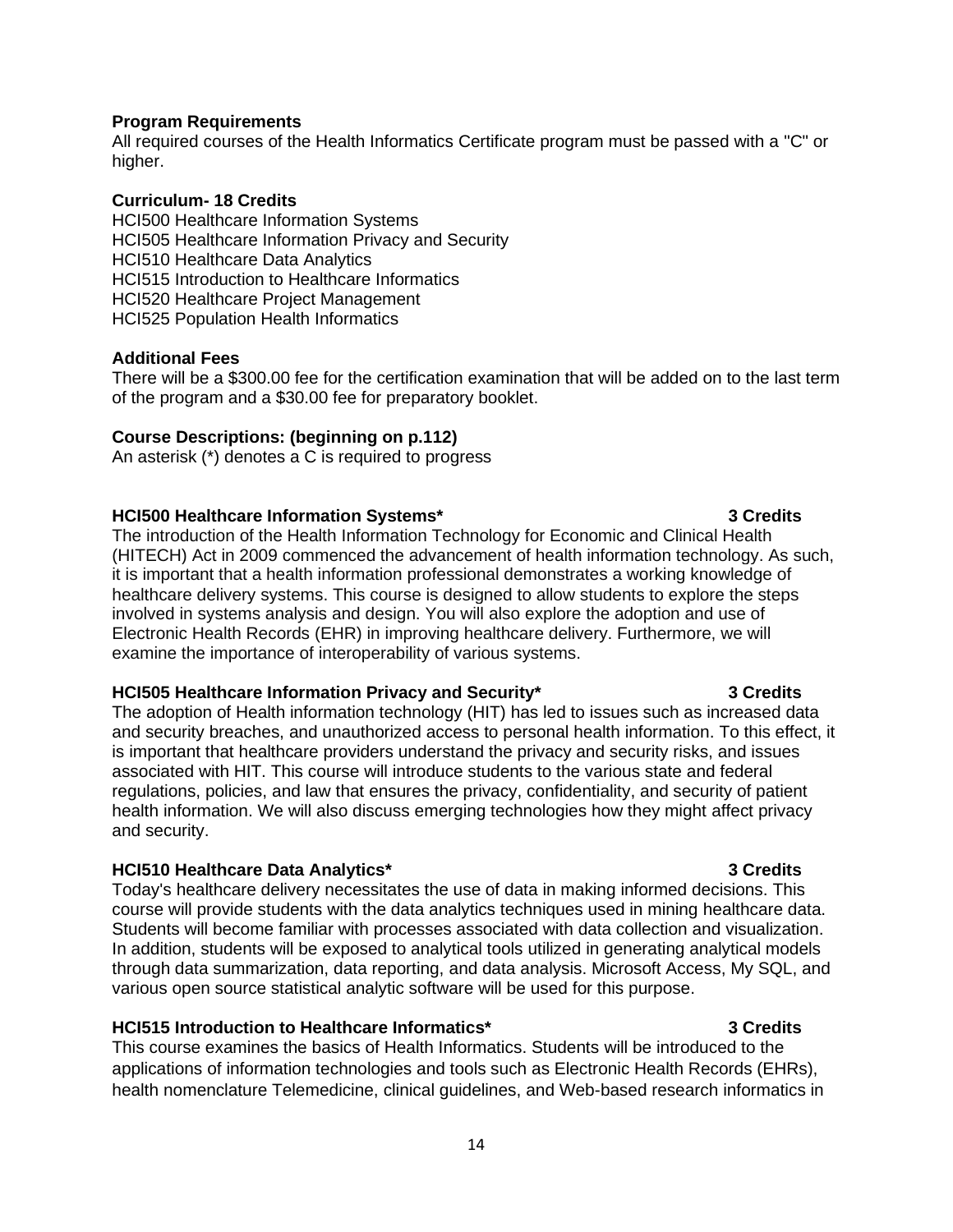**Program Requirements**

All required courses of the Health Informatics Certificate program must be passed with a "C" or higher.

**Curriculum- 18 Credits**

HCI500 Healthcare Information Systems
HCI505 Healthcare Information Privacy and Security
HCI510 Healthcare Data Analytics
HCI515 Introduction to Healthcare Informatics
HCI520 Healthcare Project Management
HCI525 Population Health Informatics

**Additional Fees**

There will be a $300.00 fee for the certification examination that will be added on to the last term of the program and a $30.00 fee for preparatory booklet.

**Course Descriptions: (beginning on p.112)**

An asterisk (*) denotes a C is required to progress

**HCI500 Healthcare Information Systems* 3 Credits**

The introduction of the Health Information Technology for Economic and Clinical Health (HITECH) Act in 2009 commenced the advancement of health information technology. As such, it is important that a health information professional demonstrates a working knowledge of healthcare delivery systems. This course is designed to allow students to explore the steps involved in systems analysis and design. You will also explore the adoption and use of Electronic Health Records (EHR) in improving healthcare delivery. Furthermore, we will examine the importance of interoperability of various systems.

**HCI505 Healthcare Information Privacy and Security* 3 Credits**

The adoption of Health information technology (HIT) has led to issues such as increased data and security breaches, and unauthorized access to personal health information. To this effect, it is important that healthcare providers understand the privacy and security risks, and issues associated with HIT. This course will introduce students to the various state and federal regulations, policies, and law that ensures the privacy, confidentiality, and security of patient health information. We will also discuss emerging technologies how they might affect privacy and security.

**HCI510 Healthcare Data Analytics* 3 Credits**

Today's healthcare delivery necessitates the use of data in making informed decisions. This course will provide students with the data analytics techniques used in mining healthcare data. Students will become familiar with processes associated with data collection and visualization. In addition, students will be exposed to analytical tools utilized in generating analytical models through data summarization, data reporting, and data analysis. Microsoft Access, My SQL, and various open source statistical analytic software will be used for this purpose.

**HCI515 Introduction to Healthcare Informatics* 3 Credits**

This course examines the basics of Health Informatics. Students will be introduced to the applications of information technologies and tools such as Electronic Health Records (EHRs), health nomenclature Telemedicine, clinical guidelines, and Web-based research informatics in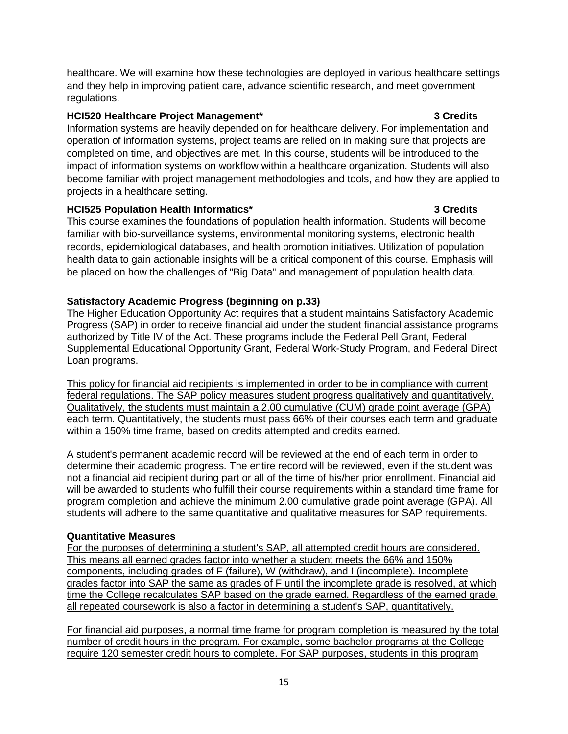healthcare. We will examine how these technologies are deployed in various healthcare settings and they help in improving patient care, advance scientific research, and meet government regulations.

**HCI520 Healthcare Project Management* 3 Credits**

Information systems are heavily depended on for healthcare delivery. For implementation and operation of information systems, project teams are relied on in making sure that projects are completed on time, and objectives are met. In this course, students will be introduced to the impact of information systems on workflow within a healthcare organization. Students will also become familiar with project management methodologies and tools, and how they are applied to projects in a healthcare setting.

**HCI525 Population Health Informatics* 3 Credits**

This course examines the foundations of population health information. Students will become familiar with bio-surveillance systems, environmental monitoring systems, electronic health records, epidemiological databases, and health promotion initiatives. Utilization of population health data to gain actionable insights will be a critical component of this course. Emphasis will be placed on how the challenges of "Big Data" and management of population health data.

**Satisfactory Academic Progress (beginning on p.33)**

The Higher Education Opportunity Act requires that a student maintains Satisfactory Academic Progress (SAP) in order to receive financial aid under the student financial assistance programs authorized by Title IV of the Act. These programs include the Federal Pell Grant, Federal Supplemental Educational Opportunity Grant, Federal Work-Study Program, and Federal Direct Loan programs.

<u>This policy for financial aid recipients is implemented in order to be in compliance with current federal regulations. The SAP policy measures student progress qualitatively and quantitatively. Qualitatively, the students must maintain a 2.00 cumulative (CUM) grade point average (GPA) each term. Quantitatively, the students must pass 66% of their courses each term and graduate within a 150% time frame, based on credits attempted and credits earned.</u>

A student's permanent academic record will be reviewed at the end of each term in order to determine their academic progress. The entire record will be reviewed, even if the student was not a financial aid recipient during part or all of the time of his/her prior enrollment. Financial aid will be awarded to students who fulfill their course requirements within a standard time frame for program completion and achieve the minimum 2.00 cumulative grade point average (GPA). All students will adhere to the same quantitative and qualitative measures for SAP requirements.

**Quantitative Measures**

<u>For the purposes of determining a student's SAP, all attempted credit hours are considered. This means all earned grades factor into whether a student meets the 66% and 150% components, including grades of F (failure), W (withdraw), and I (incomplete). Incomplete grades factor into SAP the same as grades of F until the incomplete grade is resolved, at which time the College recalculates SAP based on the grade earned. Regardless of the earned grade, all repeated coursework is also a factor in determining a student's SAP, quantitatively.</u>

<u>For financial aid purposes, a normal time frame for program completion is measured by the total number of credit hours in the program. For example, some bachelor programs at the College require 120 semester credit hours to complete. For SAP purposes, students in this program</u>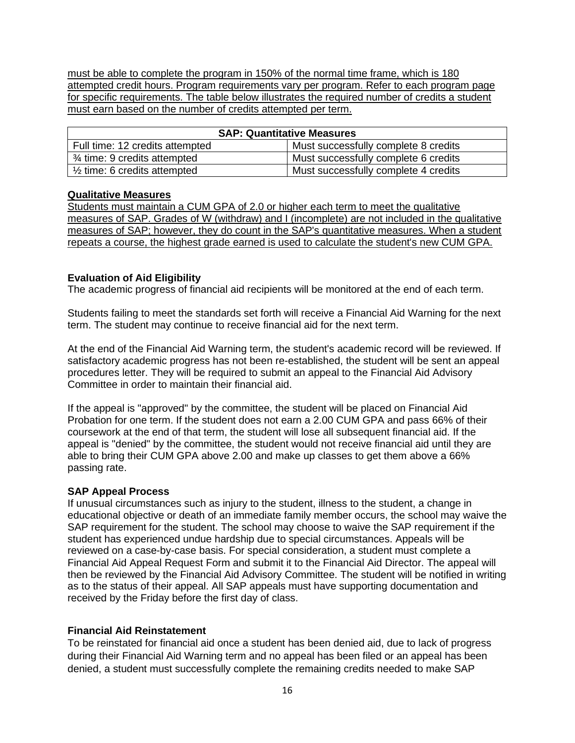must be able to complete the program in 150% of the normal time frame, which is 180 attempted credit hours. Program requirements vary per program. Refer to each program page for specific requirements. The table below illustrates the required number of credits a student must earn based on the number of credits attempted per term.

| SAP: Quantitative Measures | |
|---|---|
| Full time: 12 credits attempted | Must successfully complete 8 credits |
| ¾ time: 9 credits attempted | Must successfully complete 6 credits |
| ½ time: 6 credits attempted | Must successfully complete 4 credits |

**Qualitative Measures**

Students must maintain a CUM GPA of 2.0 or higher each term to meet the qualitative measures of SAP. Grades of W (withdraw) and I (incomplete) are not included in the qualitative measures of SAP; however, they do count in the SAP's quantitative measures. When a student repeats a course, the highest grade earned is used to calculate the student's new CUM GPA.

**Evaluation of Aid Eligibility**

The academic progress of financial aid recipients will be monitored at the end of each term.

Students failing to meet the standards set forth will receive a Financial Aid Warning for the next term. The student may continue to receive financial aid for the next term.

At the end of the Financial Aid Warning term, the student's academic record will be reviewed. If satisfactory academic progress has not been re-established, the student will be sent an appeal procedures letter. They will be required to submit an appeal to the Financial Aid Advisory Committee in order to maintain their financial aid.

If the appeal is "approved" by the committee, the student will be placed on Financial Aid Probation for one term. If the student does not earn a 2.00 CUM GPA and pass 66% of their coursework at the end of that term, the student will lose all subsequent financial aid. If the appeal is "denied" by the committee, the student would not receive financial aid until they are able to bring their CUM GPA above 2.00 and make up classes to get them above a 66% passing rate.

**SAP Appeal Process**

If unusual circumstances such as injury to the student, illness to the student, a change in educational objective or death of an immediate family member occurs, the school may waive the SAP requirement for the student. The school may choose to waive the SAP requirement if the student has experienced undue hardship due to special circumstances. Appeals will be reviewed on a case-by-case basis. For special consideration, a student must complete a Financial Aid Appeal Request Form and submit it to the Financial Aid Director. The appeal will then be reviewed by the Financial Aid Advisory Committee. The student will be notified in writing as to the status of their appeal. All SAP appeals must have supporting documentation and received by the Friday before the first day of class.

**Financial Aid Reinstatement**

To be reinstated for financial aid once a student has been denied aid, due to lack of progress during their Financial Aid Warning term and no appeal has been filed or an appeal has been denied, a student must successfully complete the remaining credits needed to make SAP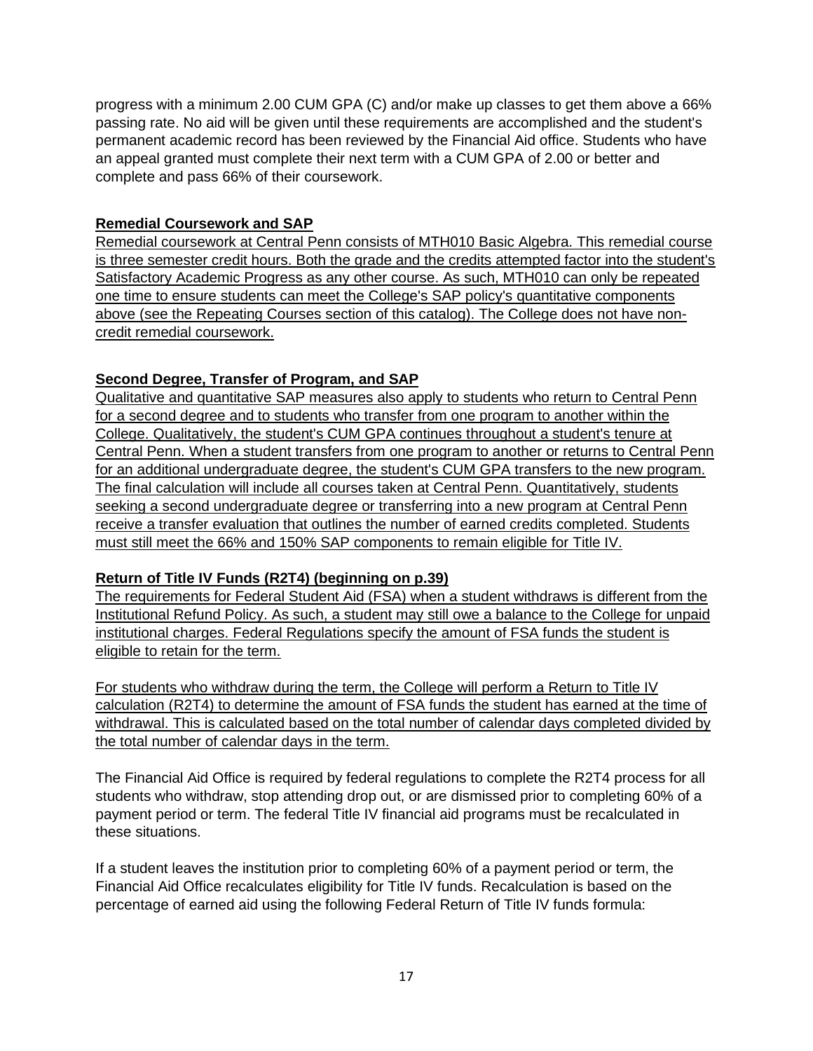progress with a minimum 2.00 CUM GPA (C) and/or make up classes to get them above a 66% passing rate. No aid will be given until these requirements are accomplished and the student's permanent academic record has been reviewed by the Financial Aid office. Students who have an appeal granted must complete their next term with a CUM GPA of 2.00 or better and complete and pass 66% of their coursework.

**Remedial Coursework and SAP**

Remedial coursework at Central Penn consists of MTH010 Basic Algebra. This remedial course is three semester credit hours. Both the grade and the credits attempted factor into the student's Satisfactory Academic Progress as any other course. As such, MTH010 can only be repeated one time to ensure students can meet the College's SAP policy's quantitative components above (see the Repeating Courses section of this catalog). The College does not have non-credit remedial coursework.

**Second Degree, Transfer of Program, and SAP**

Qualitative and quantitative SAP measures also apply to students who return to Central Penn for a second degree and to students who transfer from one program to another within the College. Qualitatively, the student's CUM GPA continues throughout a student's tenure at Central Penn. When a student transfers from one program to another or returns to Central Penn for an additional undergraduate degree, the student's CUM GPA transfers to the new program. The final calculation will include all courses taken at Central Penn. Quantitatively, students seeking a second undergraduate degree or transferring into a new program at Central Penn receive a transfer evaluation that outlines the number of earned credits completed. Students must still meet the 66% and 150% SAP components to remain eligible for Title IV.

**Return of Title IV Funds (R2T4) (beginning on p.39)**

The requirements for Federal Student Aid (FSA) when a student withdraws is different from the Institutional Refund Policy. As such, a student may still owe a balance to the College for unpaid institutional charges. Federal Regulations specify the amount of FSA funds the student is eligible to retain for the term.

For students who withdraw during the term, the College will perform a Return to Title IV calculation (R2T4) to determine the amount of FSA funds the student has earned at the time of withdrawal. This is calculated based on the total number of calendar days completed divided by the total number of calendar days in the term.

The Financial Aid Office is required by federal regulations to complete the R2T4 process for all students who withdraw, stop attending drop out, or are dismissed prior to completing 60% of a payment period or term. The federal Title IV financial aid programs must be recalculated in these situations.

If a student leaves the institution prior to completing 60% of a payment period or term, the Financial Aid Office recalculates eligibility for Title IV funds. Recalculation is based on the percentage of earned aid using the following Federal Return of Title IV funds formula: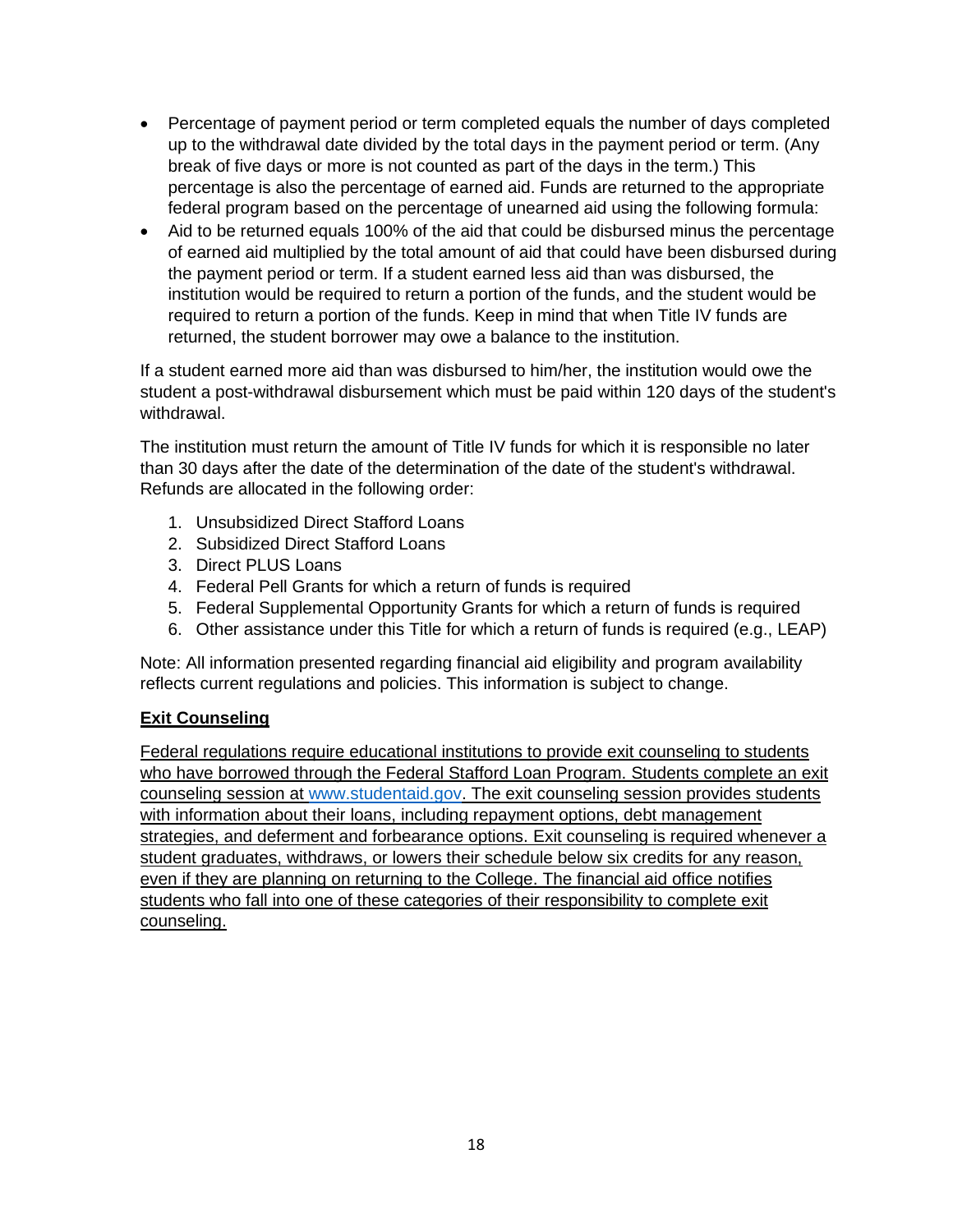- Percentage of payment period or term completed equals the number of days completed up to the withdrawal date divided by the total days in the payment period or term. (Any break of five days or more is not counted as part of the days in the term.) This percentage is also the percentage of earned aid. Funds are returned to the appropriate federal program based on the percentage of unearned aid using the following formula:
- Aid to be returned equals 100% of the aid that could be disbursed minus the percentage of earned aid multiplied by the total amount of aid that could have been disbursed during the payment period or term. If a student earned less aid than was disbursed, the institution would be required to return a portion of the funds, and the student would be required to return a portion of the funds. Keep in mind that when Title IV funds are returned, the student borrower may owe a balance to the institution.

If a student earned more aid than was disbursed to him/her, the institution would owe the student a post-withdrawal disbursement which must be paid within 120 days of the student's withdrawal.

The institution must return the amount of Title IV funds for which it is responsible no later than 30 days after the date of the determination of the date of the student's withdrawal. Refunds are allocated in the following order:

1. Unsubsidized Direct Stafford Loans
2. Subsidized Direct Stafford Loans
3. Direct PLUS Loans
4. Federal Pell Grants for which a return of funds is required
5. Federal Supplemental Opportunity Grants for which a return of funds is required
6. Other assistance under this Title for which a return of funds is required (e.g., LEAP)

Note: All information presented regarding financial aid eligibility and program availability reflects current regulations and policies. This information is subject to change.

**Exit Counseling**

Federal regulations require educational institutions to provide exit counseling to students who have borrowed through the Federal Stafford Loan Program. Students complete an exit counseling session at www.studentaid.gov. The exit counseling session provides students with information about their loans, including repayment options, debt management strategies, and deferment and forbearance options. Exit counseling is required whenever a student graduates, withdraws, or lowers their schedule below six credits for any reason, even if they are planning on returning to the College. The financial aid office notifies students who fall into one of these categories of their responsibility to complete exit counseling.